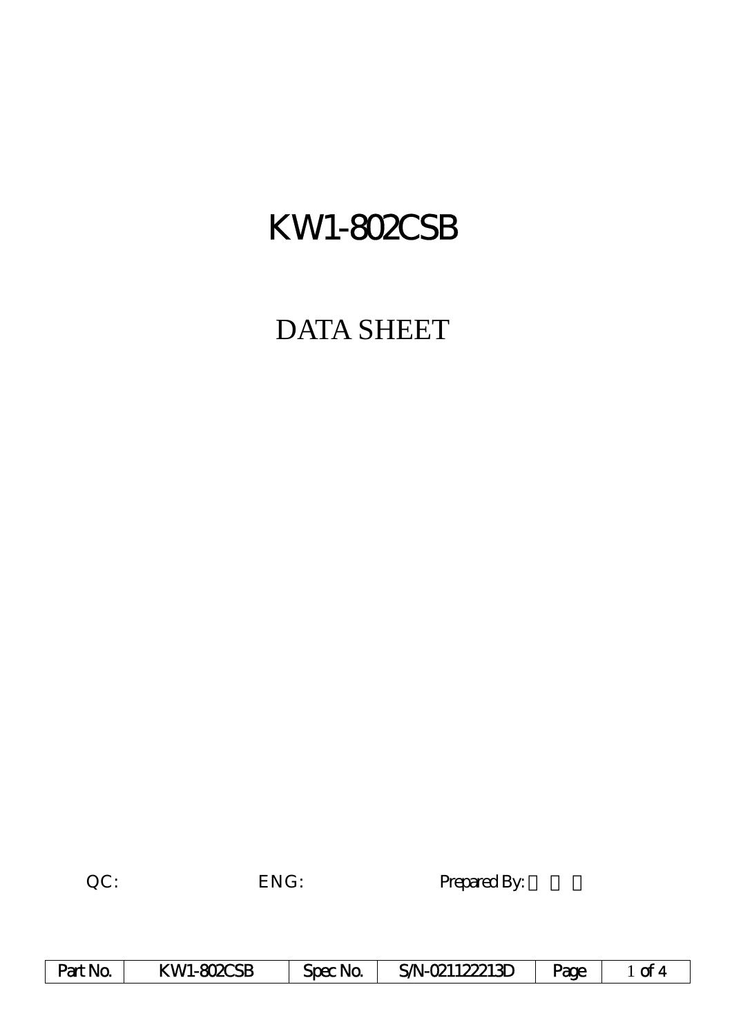# KW1-802CSB

## DATA SHEET

QC: ENG: Prepared By:

| Part No. | KW1-802CSB | Spec No. | S/N-021122213D |
|---|---|---|---|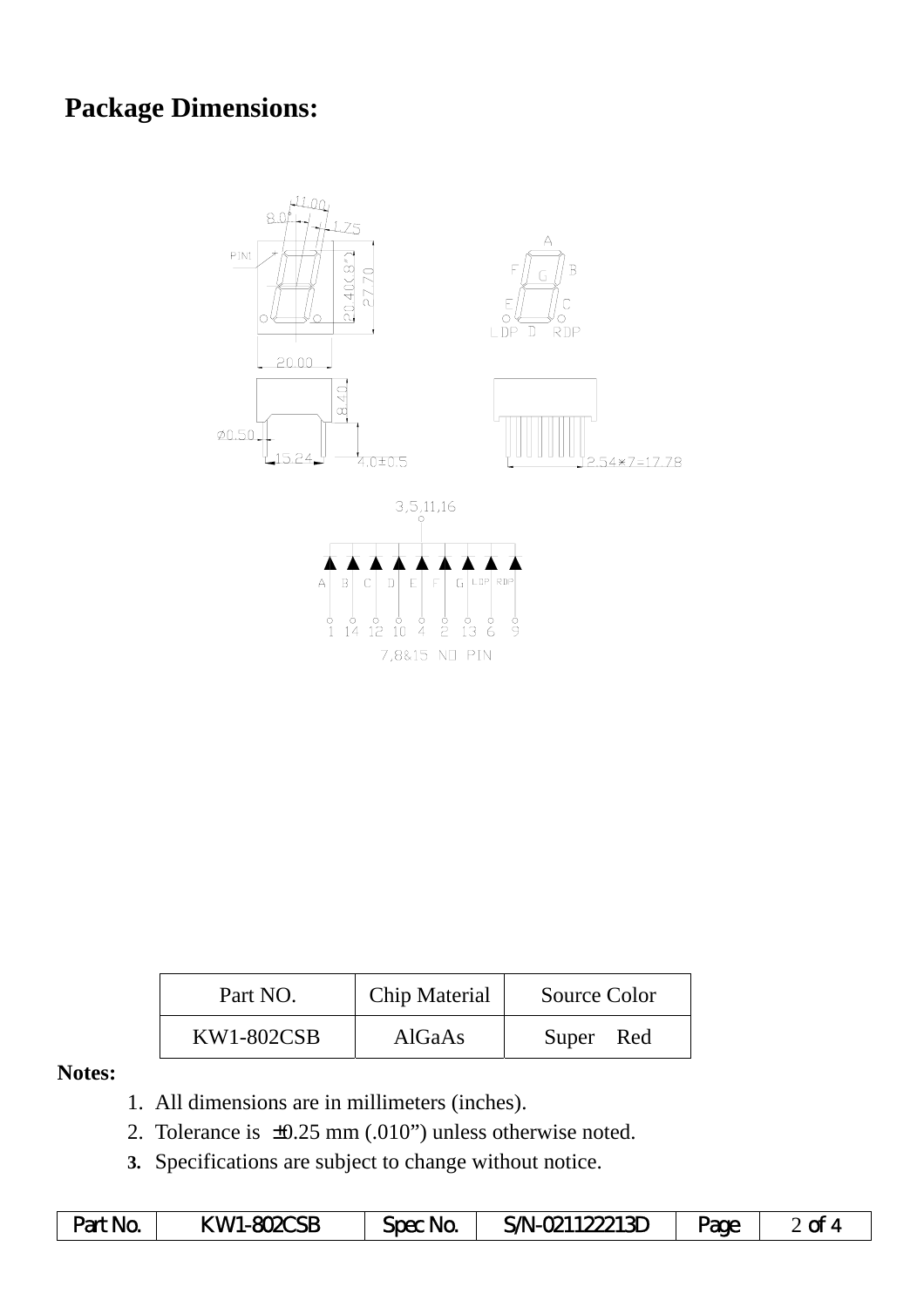## Package Dimensions:

| Part NO. | Chip Material | Source Color |
|---|---|---|
| KW1-802CSB | AlGaAs | Super Red |

**Notes:**

1. All dimensions are in millimeters (inches).
2. Tolerance is ±0.25 mm (.010") unless otherwise noted.
3. Specifications are subject to change without notice.

| Part No. | KW1-802CSB | Spec No. | S/N-021122213D | Page | 2 of 4 |
|---|---|---|---|---|---|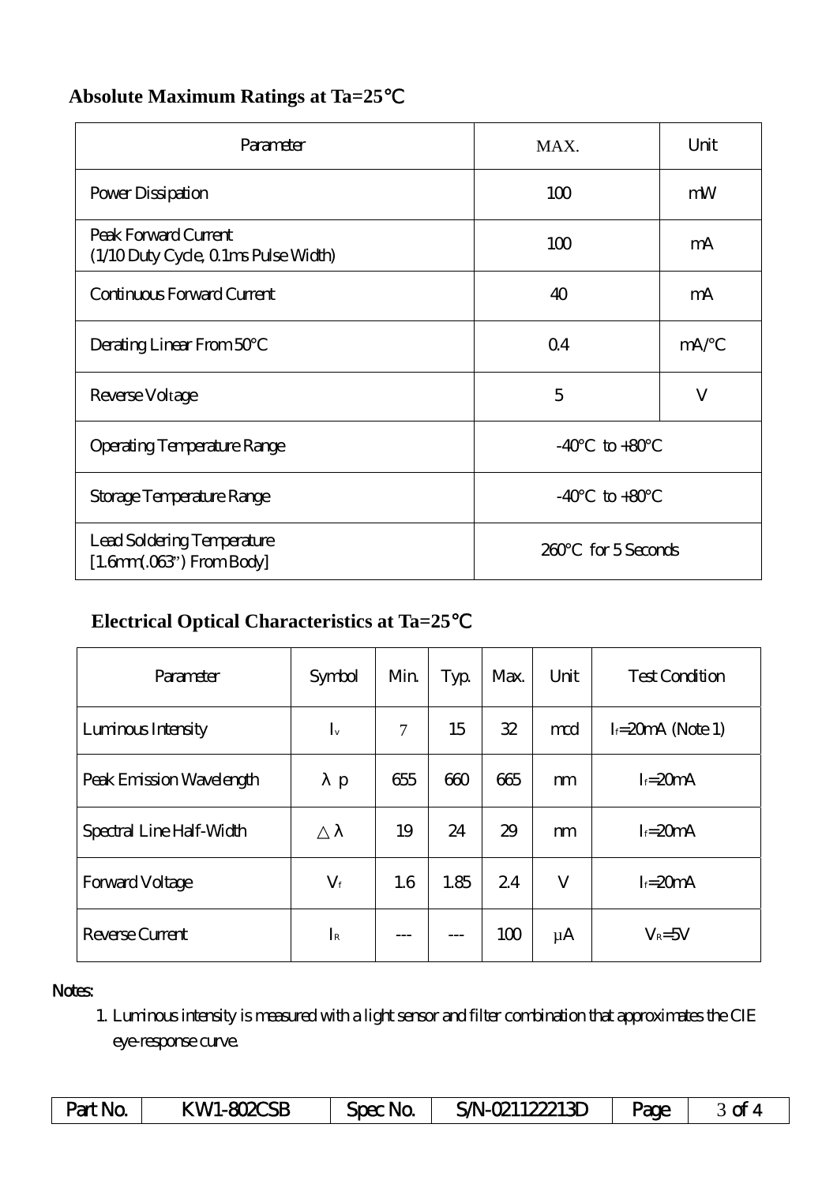## Absolute Maximum Ratings at Ta=25℃

| Parameter | MAX. | Unit |
|---|---|---|
| Power Dissipation | 100 | mW |
| Peak Forward Current (1/10 Duty Cycle, 0.1ms Pulse Width) | 100 | mA |
| Continuous Forward Current | 40 | mA |
| Derating Linear From 50°C | 0.4 | mA/°C |
| Reverse Voltage | 5 | V |
| Operating Temperature Range | -40°C to +80°C | |
| Storage Temperature Range | -40°C to +80°C | |
| Lead Soldering Temperature [1.6mm(.063") From Body] | 260°C for 5 Seconds | |

## Electrical Optical Characteristics at Ta=25℃

| Parameter | Symbol | Min. | Typ. | Max. | Unit | Test Condition |
|---|---|---|---|---|---|---|
| Luminous Intensity | $I_v$ | 7 | 15 | 32 | mcd | $I_f$=20mA (Note 1) |
| Peak Emission Wavelength | $\lambda p$ | 655 | 660 | 665 | nm | $I_f$=20mA |
| Spectral Line Half-Width | $\Delta\lambda$ | 19 | 24 | 29 | nm | $I_f$=20mA |
| Forward Voltage | $V_f$ | 1.6 | 1.85 | 2.4 | V | $I_f$=20mA |
| Reverse Current | $I_R$ | --- | --- | 100 | μA | $V_R$=5V |

Notes:

1. Luminous intensity is measured with a light sensor and filter combination that approximates the CIE eye-response curve.

| Part No. | KW1-802CSB | Spec No. | S/N-021122213D | Page | 3 of 4 |
|---|---|---|---|---|---|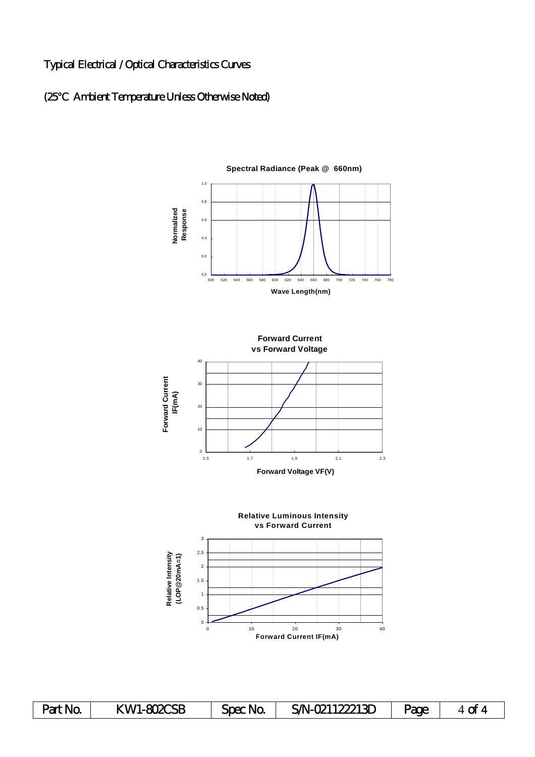# Typical Electrical / Optical Characteristics Curves

## (25°C Ambient Temperature Unless Otherwise Noted)

**Spectral Radiance (Peak @ 660nm)**

Normalized Response

1.0
0.8
0.6
0.4
0.2
0.0

500 520 540 560 580 600 620 640 660 680 700 720 740 760 780

Wave Length(nm)

**Forward Current vs Forward Voltage**

Forward Current IF(mA)

40
30
20
10
0

1.5 1.7 1.9 2.1 2.3

Forward Voltage VF(V)

**Relative Luminous Intensity vs Forward Current**

Relative Intensity (LOP@20mA=1)

3
2.5
2
1.5
1
0.5
0

0 10 20 30 40

Forward Current IF(mA)

| Part No. | KW1-802CSB | Spec No. | S/N-021122213D | Page | 4 of 4 |
| --- | --- | --- | --- | --- | --- |